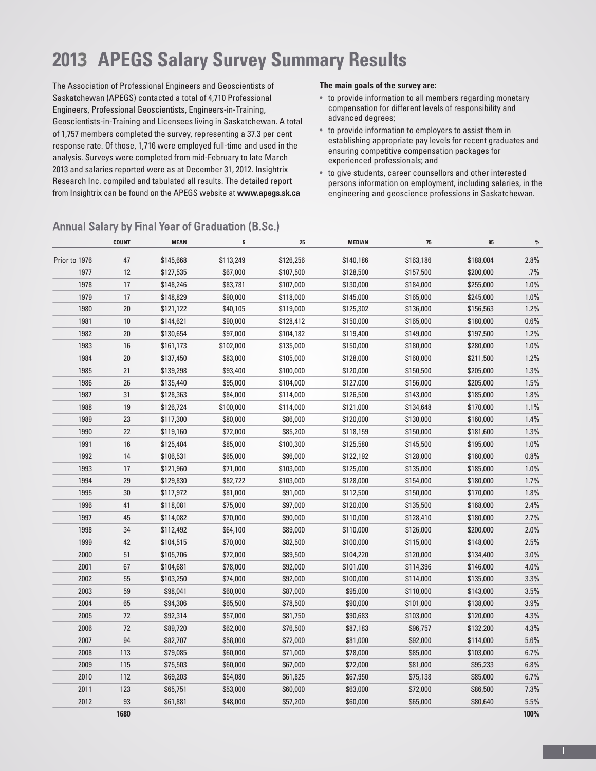# 2013 APEGS Salary Survey Summary Results

The Association of Professional Engineers and Geoscientists of Saskatchewan (APEGS) contacted a total of 4,710 Professional Engineers, Professional Geoscientists, Engineers-in-Training, Geoscientists-in-Training and Licensees living in Saskatchewan. A total of 1,757 members completed the survey, representing a 37.3 per cent response rate. Of those, 1,716 were employed full-time and used in the analysis. Surveys were completed from mid-February to late March 2013 and salaries reported were as at December 31, 2012. Insightrix Research Inc. compiled and tabulated all results. The detailed report from Insightrix can be found on the APEGS website at **www.apegs.sk.ca**

**The main goals of the survey are:**

- to provide information to all members regarding monetary compensation for different levels of responsibility and advanced degrees;
- to provide information to employers to assist them in establishing appropriate pay levels for recent graduates and ensuring competitive compensation packages for experienced professionals; and
- to give students, career counsellors and other interested persons information on employment, including salaries, in the engineering and geoscience professions in Saskatchewan.

## Annual Salary by Final Year of Graduation (B.Sc.)

| | COUNT | MEAN | 5 | 25 | MEDIAN | 75 | 95 | % |
|---|---|---|---|---|---|---|---|---|
| Prior to 1976 | 47 | $145,668 | $113,249 | $126,256 | $140,186 | $163,186 | $188,004 | 2.8% |
| 1977 | 12 | $127,535 | $67,000 | $107,500 | $128,500 | $157,500 | $200,000 | .7% |
| 1978 | 17 | $148,246 | $83,781 | $107,000 | $130,000 | $184,000 | $255,000 | 1.0% |
| 1979 | 17 | $148,829 | $90,000 | $118,000 | $145,000 | $165,000 | $245,000 | 1.0% |
| 1980 | 20 | $121,122 | $40,105 | $119,000 | $125,302 | $136,000 | $156,563 | 1.2% |
| 1981 | 10 | $144,621 | $90,000 | $128,412 | $150,000 | $165,000 | $180,000 | 0.6% |
| 1982 | 20 | $130,654 | $97,000 | $104,182 | $119,400 | $149,000 | $197,500 | 1.2% |
| 1983 | 16 | $161,173 | $102,000 | $135,000 | $150,000 | $180,000 | $280,000 | 1.0% |
| 1984 | 20 | $137,450 | $83,000 | $105,000 | $128,000 | $160,000 | $211,500 | 1.2% |
| 1985 | 21 | $139,298 | $93,400 | $100,000 | $120,000 | $150,500 | $205,000 | 1.3% |
| 1986 | 26 | $135,440 | $95,000 | $104,000 | $127,000 | $156,000 | $205,000 | 1.5% |
| 1987 | 31 | $128,363 | $84,000 | $114,000 | $126,500 | $143,000 | $185,000 | 1.8% |
| 1988 | 19 | $126,724 | $100,000 | $114,000 | $121,000 | $134,648 | $170,000 | 1.1% |
| 1989 | 23 | $117,300 | $80,000 | $86,000 | $120,000 | $130,000 | $160,000 | 1.4% |
| 1990 | 22 | $119,160 | $72,000 | $85,200 | $118,159 | $150,000 | $181,600 | 1.3% |
| 1991 | 16 | $125,404 | $85,000 | $100,300 | $125,580 | $145,500 | $195,000 | 1.0% |
| 1992 | 14 | $106,531 | $65,000 | $96,000 | $122,192 | $128,000 | $160,000 | 0.8% |
| 1993 | 17 | $121,960 | $71,000 | $103,000 | $125,000 | $135,000 | $185,000 | 1.0% |
| 1994 | 29 | $129,830 | $82,722 | $103,000 | $128,000 | $154,000 | $180,000 | 1.7% |
| 1995 | 30 | $117,972 | $81,000 | $91,000 | $112,500 | $150,000 | $170,000 | 1.8% |
| 1996 | 41 | $118,081 | $75,000 | $97,000 | $120,000 | $135,500 | $168,000 | 2.4% |
| 1997 | 45 | $114,082 | $70,000 | $90,000 | $110,000 | $128,410 | $180,000 | 2.7% |
| 1998 | 34 | $112,492 | $64,100 | $89,000 | $110,000 | $126,000 | $200,000 | 2.0% |
| 1999 | 42 | $104,515 | $70,000 | $82,500 | $100,000 | $115,000 | $148,000 | 2.5% |
| 2000 | 51 | $105,706 | $72,000 | $89,500 | $104,220 | $120,000 | $134,400 | 3.0% |
| 2001 | 67 | $104,681 | $78,000 | $92,000 | $101,000 | $114,396 | $146,000 | 4.0% |
| 2002 | 55 | $103,250 | $74,000 | $92,000 | $100,000 | $114,000 | $135,000 | 3.3% |
| 2003 | 59 | $98,041 | $60,000 | $87,000 | $95,000 | $110,000 | $143,000 | 3.5% |
| 2004 | 65 | $94,306 | $65,500 | $78,500 | $90,000 | $101,000 | $138,000 | 3.9% |
| 2005 | 72 | $92,314 | $57,000 | $81,750 | $90,683 | $103,000 | $120,000 | 4.3% |
| 2006 | 72 | $89,720 | $62,000 | $76,500 | $87,183 | $96,757 | $132,200 | 4.3% |
| 2007 | 94 | $82,707 | $58,000 | $72,000 | $81,000 | $92,000 | $114,000 | 5.6% |
| 2008 | 113 | $79,085 | $60,000 | $71,000 | $78,000 | $85,000 | $103,000 | 6.7% |
| 2009 | 115 | $75,503 | $60,000 | $67,000 | $72,000 | $81,000 | $95,233 | 6.8% |
| 2010 | 112 | $69,203 | $54,080 | $61,825 | $67,950 | $75,138 | $85,000 | 6.7% |
| 2011 | 123 | $65,751 | $53,000 | $60,000 | $63,000 | $72,000 | $86,500 | 7.3% |
| 2012 | 93 | $61,881 | $48,000 | $57,200 | $60,000 | $65,000 | $80,640 | 5.5% |
| | **1680** | | | | | | | **100%** |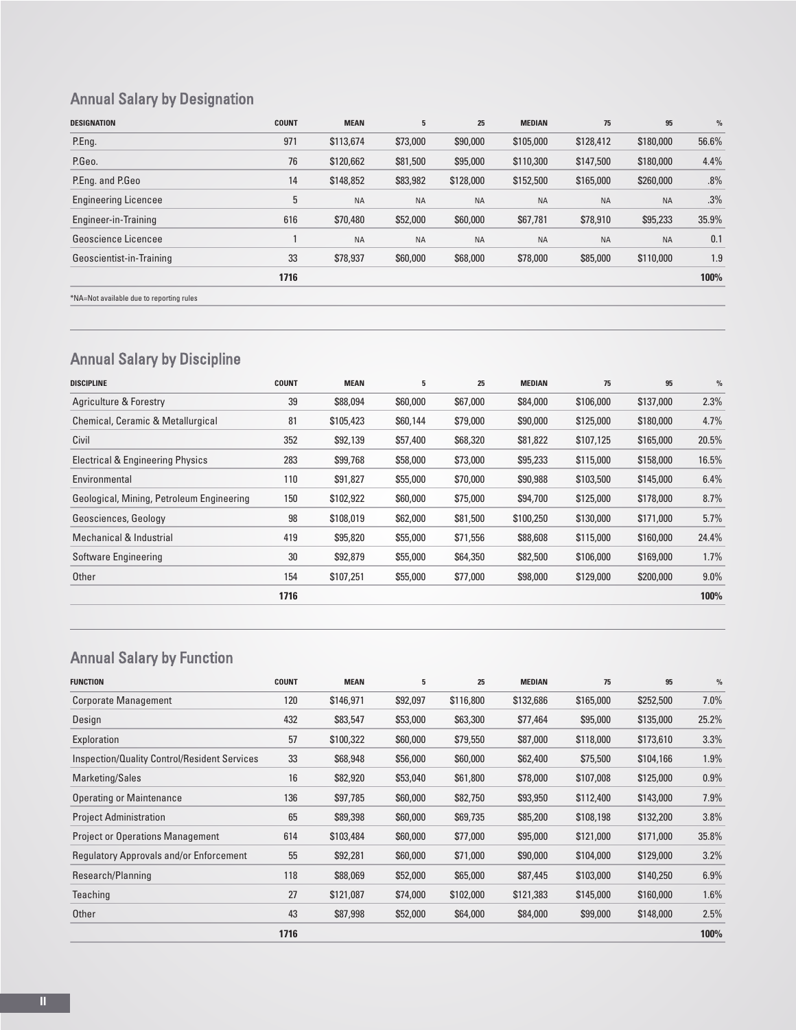## Annual Salary by Designation

| DESIGNATION | COUNT | MEAN | 5 | 25 | MEDIAN | 75 | 95 | % |
|---|---|---|---|---|---|---|---|---|
| P.Eng. | 971 | $113,674 | $73,000 | $90,000 | $105,000 | $128,412 | $180,000 | 56.6% |
| P.Geo. | 76 | $120,662 | $81,500 | $95,000 | $110,300 | $147,500 | $180,000 | 4.4% |
| P.Eng. and P.Geo | 14 | $148,852 | $83,982 | $128,000 | $152,500 | $165,000 | $260,000 | .8% |
| Engineering Licencee | 5 | NA | NA | NA | NA | NA | NA | .3% |
| Engineer-in-Training | 616 | $70,480 | $52,000 | $60,000 | $67,781 | $78,910 | $95,233 | 35.9% |
| Geoscience Licencee | 1 | NA | NA | NA | NA | NA | NA | 0.1 |
| Geoscientist-in-Training | 33 | $78,937 | $60,000 | $68,000 | $78,000 | $85,000 | $110,000 | 1.9 |
| | 1716 | | | | | | | 100% |

*NA=Not available due to reporting rules

## Annual Salary by Discipline

| DISCIPLINE | COUNT | MEAN | 5 | 25 | MEDIAN | 75 | 95 | % |
|---|---|---|---|---|---|---|---|---|
| Agriculture & Forestry | 39 | $88,094 | $60,000 | $67,000 | $84,000 | $106,000 | $137,000 | 2.3% |
| Chemical, Ceramic & Metallurgical | 81 | $105,423 | $60,144 | $79,000 | $90,000 | $125,000 | $180,000 | 4.7% |
| Civil | 352 | $92,139 | $57,400 | $68,320 | $81,822 | $107,125 | $165,000 | 20.5% |
| Electrical & Engineering Physics | 283 | $99,768 | $58,000 | $73,000 | $95,233 | $115,000 | $158,000 | 16.5% |
| Environmental | 110 | $91,827 | $55,000 | $70,000 | $90,988 | $103,500 | $145,000 | 6.4% |
| Geological, Mining, Petroleum Engineering | 150 | $102,922 | $60,000 | $75,000 | $94,700 | $125,000 | $178,000 | 8.7% |
| Geosciences, Geology | 98 | $108,019 | $62,000 | $81,500 | $100,250 | $130,000 | $171,000 | 5.7% |
| Mechanical & Industrial | 419 | $95,820 | $55,000 | $71,556 | $88,608 | $115,000 | $160,000 | 24.4% |
| Software Engineering | 30 | $92,879 | $55,000 | $64,350 | $82,500 | $106,000 | $169,000 | 1.7% |
| Other | 154 | $107,251 | $55,000 | $77,000 | $98,000 | $129,000 | $200,000 | 9.0% |
| | 1716 | | | | | | | 100% |

## Annual Salary by Function

| FUNCTION | COUNT | MEAN | 5 | 25 | MEDIAN | 75 | 95 | % |
|---|---|---|---|---|---|---|---|---|
| Corporate Management | 120 | $146,971 | $92,097 | $116,800 | $132,686 | $165,000 | $252,500 | 7.0% |
| Design | 432 | $83,547 | $53,000 | $63,300 | $77,464 | $95,000 | $135,000 | 25.2% |
| Exploration | 57 | $100,322 | $60,000 | $79,550 | $87,000 | $118,000 | $173,610 | 3.3% |
| Inspection/Quality Control/Resident Services | 33 | $68,948 | $56,000 | $60,000 | $62,400 | $75,500 | $104,166 | 1.9% |
| Marketing/Sales | 16 | $82,920 | $53,040 | $61,800 | $78,000 | $107,008 | $125,000 | 0.9% |
| Operating or Maintenance | 136 | $97,785 | $60,000 | $82,750 | $93,950 | $112,400 | $143,000 | 7.9% |
| Project Administration | 65 | $89,398 | $60,000 | $69,735 | $85,200 | $108,198 | $132,200 | 3.8% |
| Project or Operations Management | 614 | $103,484 | $60,000 | $77,000 | $95,000 | $121,000 | $171,000 | 35.8% |
| Regulatory Approvals and/or Enforcement | 55 | $92,281 | $60,000 | $71,000 | $90,000 | $104,000 | $129,000 | 3.2% |
| Research/Planning | 118 | $88,069 | $52,000 | $65,000 | $87,445 | $103,000 | $140,250 | 6.9% |
| Teaching | 27 | $121,087 | $74,000 | $102,000 | $121,383 | $145,000 | $160,000 | 1.6% |
| Other | 43 | $87,998 | $52,000 | $64,000 | $84,000 | $99,000 | $148,000 | 2.5% |
| | 1716 | | | | | | | 100% |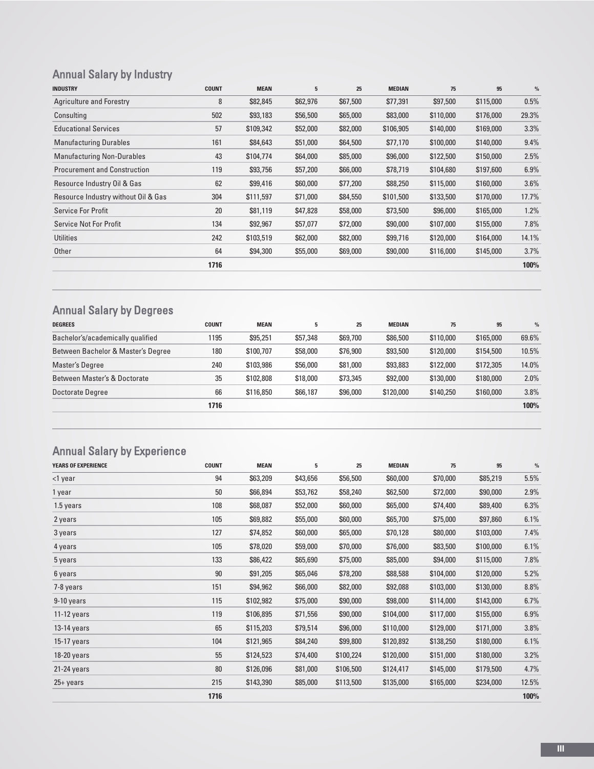## Annual Salary by Industry

| INDUSTRY | COUNT | MEAN | 5 | 25 | MEDIAN | 75 | 95 | % |
|---|---|---|---|---|---|---|---|---|
| Agriculture and Forestry | 8 | $82,845 | $62,976 | $67,500 | $77,391 | $97,500 | $115,000 | 0.5% |
| Consulting | 502 | $93,183 | $56,500 | $65,000 | $83,000 | $110,000 | $176,000 | 29.3% |
| Educational Services | 57 | $109,342 | $52,000 | $82,000 | $106,905 | $140,000 | $169,000 | 3.3% |
| Manufacturing Durables | 161 | $84,643 | $51,000 | $64,500 | $77,170 | $100,000 | $140,000 | 9.4% |
| Manufacturing Non-Durables | 43 | $104,774 | $64,000 | $85,000 | $96,000 | $122,500 | $150,000 | 2.5% |
| Procurement and Construction | 119 | $93,756 | $57,200 | $66,000 | $78,719 | $104,680 | $197,600 | 6.9% |
| Resource Industry Oil & Gas | 62 | $99,416 | $60,000 | $77,200 | $88,250 | $115,000 | $160,000 | 3.6% |
| Resource Industry without Oil & Gas | 304 | $111,597 | $71,000 | $84,550 | $101,500 | $133,500 | $170,000 | 17.7% |
| Service For Profit | 20 | $81,119 | $47,828 | $58,000 | $73,500 | $96,000 | $165,000 | 1.2% |
| Service Not For Profit | 134 | $92,967 | $57,077 | $72,000 | $90,000 | $107,000 | $155,000 | 7.8% |
| Utilities | 242 | $103,519 | $62,000 | $82,000 | $99,716 | $120,000 | $164,000 | 14.1% |
| Other | 64 | $94,300 | $55,000 | $69,000 | $90,000 | $116,000 | $145,000 | 3.7% |
| | **1716** | | | | | | | **100%** |

## Annual Salary by Degrees

| DEGREES | COUNT | MEAN | 5 | 25 | MEDIAN | 75 | 95 | % |
|---|---|---|---|---|---|---|---|---|
| Bachelor's/academically qualified | 1195 | $95,251 | $57,348 | $69,700 | $86,500 | $110,000 | $165,000 | 69.6% |
| Between Bachelor & Master's Degree | 180 | $100,707 | $58,000 | $76,900 | $93,500 | $120,000 | $154,500 | 10.5% |
| Master's Degree | 240 | $103,986 | $56,000 | $81,000 | $93,883 | $122,000 | $172,305 | 14.0% |
| Between Master's & Doctorate | 35 | $102,808 | $18,000 | $73,345 | $92,000 | $130,000 | $180,000 | 2.0% |
| Doctorate Degree | 66 | $116,850 | $66,187 | $96,000 | $120,000 | $140,250 | $160,000 | 3.8% |
| | **1716** | | | | | | | **100%** |

## Annual Salary by Experience

| YEARS OF EXPERIENCE | COUNT | MEAN | 5 | 25 | MEDIAN | 75 | 95 | % |
|---|---|---|---|---|---|---|---|---|
| <1 year | 94 | $63,209 | $43,656 | $56,500 | $60,000 | $70,000 | $85,219 | 5.5% |
| 1 year | 50 | $66,894 | $53,762 | $58,240 | $62,500 | $72,000 | $90,000 | 2.9% |
| 1.5 years | 108 | $68,087 | $52,000 | $60,000 | $65,000 | $74,400 | $89,400 | 6.3% |
| 2 years | 105 | $69,882 | $55,000 | $60,000 | $65,700 | $75,000 | $97,860 | 6.1% |
| 3 years | 127 | $74,852 | $60,000 | $65,000 | $70,128 | $80,000 | $103,000 | 7.4% |
| 4 years | 105 | $78,020 | $59,000 | $70,000 | $76,000 | $83,500 | $100,000 | 6.1% |
| 5 years | 133 | $86,422 | $65,690 | $75,000 | $85,000 | $94,000 | $115,000 | 7.8% |
| 6 years | 90 | $91,205 | $65,046 | $78,200 | $88,588 | $104,000 | $120,000 | 5.2% |
| 7-8 years | 151 | $94,962 | $66,000 | $82,000 | $92,088 | $103,000 | $130,000 | 8.8% |
| 9-10 years | 115 | $102,982 | $75,000 | $90,000 | $98,000 | $114,000 | $143,000 | 6.7% |
| 11-12 years | 119 | $106,895 | $71,556 | $90,000 | $104,000 | $117,000 | $155,000 | 6.9% |
| 13-14 years | 65 | $115,203 | $79,514 | $96,000 | $110,000 | $129,000 | $171,000 | 3.8% |
| 15-17 years | 104 | $121,965 | $84,240 | $99,800 | $120,892 | $138,250 | $180,000 | 6.1% |
| 18-20 years | 55 | $124,523 | $74,400 | $100,224 | $120,000 | $151,000 | $180,000 | 3.2% |
| 21-24 years | 80 | $126,096 | $81,000 | $106,500 | $124,417 | $145,000 | $179,500 | 4.7% |
| 25+ years | 215 | $143,390 | $85,000 | $113,500 | $135,000 | $165,000 | $234,000 | 12.5% |
| | **1716** | | | | | | | **100%** |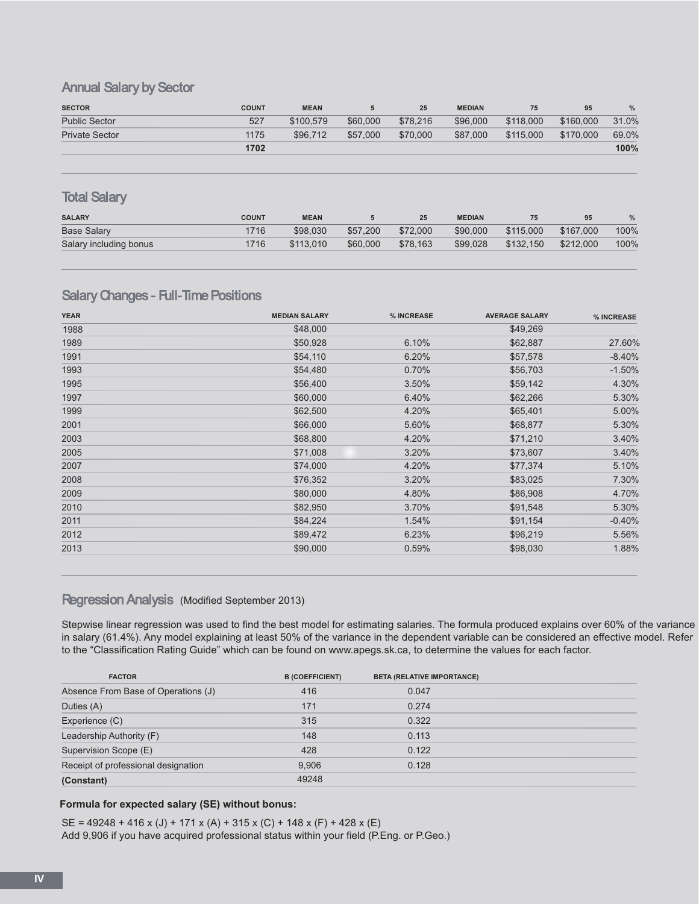## Annual Salary by Sector

| SECTOR | COUNT | MEAN | 5 | 25 | MEDIAN | 75 | 95 | % |
|---|---|---|---|---|---|---|---|---|
| Public Sector | 527 | $100,579 | $60,000 | $78,216 | $96,000 | $118,000 | $160,000 | 31.0% |
| Private Sector | 1175 | $96,712 | $57,000 | $70,000 | $87,000 | $115,000 | $170,000 | 69.0% |
| | **1702** | | | | | | | **100%** |

## Total Salary

| SALARY | COUNT | MEAN | 5 | 25 | MEDIAN | 75 | 95 | % |
|---|---|---|---|---|---|---|---|---|
| Base Salary | 1716 | $98,030 | $57,200 | $72,000 | $90,000 | $115,000 | $167,000 | 100% |
| Salary including bonus | 1716 | $113,010 | $60,000 | $78,163 | $99,028 | $132,150 | $212,000 | 100% |

## Salary Changes - Full-Time Positions

| YEAR | MEDIAN SALARY | % INCREASE | AVERAGE SALARY | % INCREASE |
|---|---|---|---|---|
| 1988 | $48,000 | | $49,269 | |
| 1989 | $50,928 | 6.10% | $62,887 | 27.60% |
| 1991 | $54,110 | 6.20% | $57,578 | -8.40% |
| 1993 | $54,480 | 0.70% | $56,703 | -1.50% |
| 1995 | $56,400 | 3.50% | $59,142 | 4.30% |
| 1997 | $60,000 | 6.40% | $62,266 | 5.30% |
| 1999 | $62,500 | 4.20% | $65,401 | 5.00% |
| 2001 | $66,000 | 5.60% | $68,877 | 5.30% |
| 2003 | $68,800 | 4.20% | $71,210 | 3.40% |
| 2005 | $71,008 | 3.20% | $73,607 | 3.40% |
| 2007 | $74,000 | 4.20% | $77,374 | 5.10% |
| 2008 | $76,352 | 3.20% | $83,025 | 7.30% |
| 2009 | $80,000 | 4.80% | $86,908 | 4.70% |
| 2010 | $82,950 | 3.70% | $91,548 | 5.30% |
| 2011 | $84,224 | 1.54% | $91,154 | -0.40% |
| 2012 | $89,472 | 6.23% | $96,219 | 5.56% |
| 2013 | $90,000 | 0.59% | $98,030 | 1.88% |

## Regression Analysis (Modified September 2013)

Stepwise linear regression was used to find the best model for estimating salaries. The formula produced explains over 60% of the variance in salary (61.4%). Any model explaining at least 50% of the variance in the dependent variable can be considered an effective model. Refer to the "Classification Rating Guide" which can be found on www.apegs.sk.ca, to determine the values for each factor.

| FACTOR | B (COEFFICIENT) | BETA (RELATIVE IMPORTANCE) |
|---|---|---|
| Absence From Base of Operations (J) | 416 | 0.047 |
| Duties (A) | 171 | 0.274 |
| Experience (C) | 315 | 0.322 |
| Leadership Authority (F) | 148 | 0.113 |
| Supervision Scope (E) | 428 | 0.122 |
| Receipt of professional designation | 9,906 | 0.128 |
| **(Constant)** | 49248 | |

**Formula for expected salary (SE) without bonus:**

SE = 49248 + 416 x (J) + 171 x (A) + 315 x (C) + 148 x (F) + 428 x (E)
Add 9,906 if you have acquired professional status within your field (P.Eng. or P.Geo.)